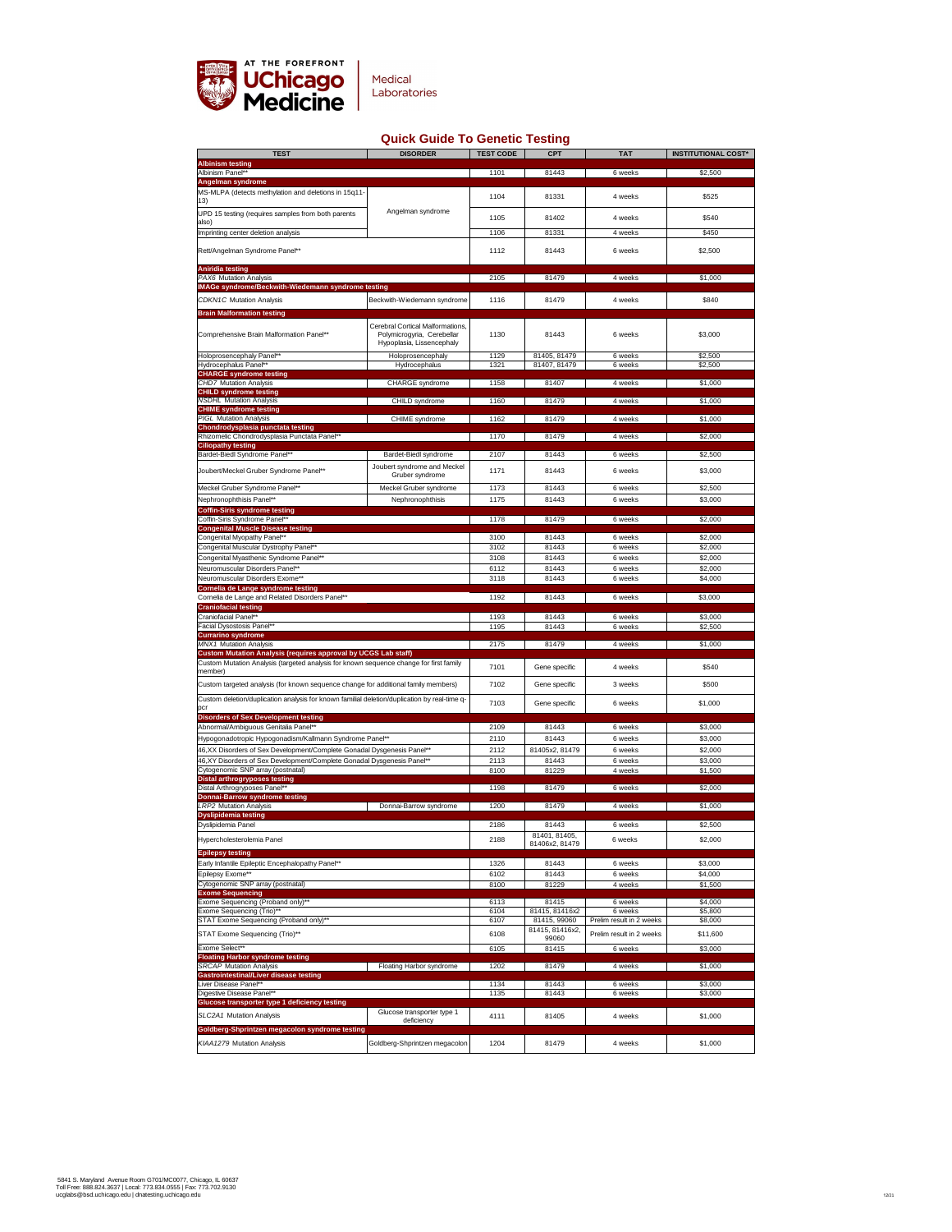# Quick Guide To Genetic Testing

| TEST | DISORDER | TEST CODE | CPT | TAT | INSTITUTIONAL COST* |
|---|---|---|---|---|---|
| **Albinism testing** | | | | | |
| Albinism Panel** | | 1101 | 81443 | 6 weeks | $2,500 |
| **Angelman syndrome** | | | | | |
| MS-MLPA (detects methylation and deletions in 15q11-13) | Angelman syndrome | 1104 | 81331 | 4 weeks | $525 |
| UPD 15 testing (requires samples from both parents also) | Angelman syndrome | 1105 | 81402 | 4 weeks | $540 |
| Imprinting center deletion analysis | Angelman syndrome | 1106 | 81331 | 4 weeks | $450 |
| Rett/Angelman Syndrome Panel** | | 1112 | 81443 | 6 weeks | $2,500 |
| **Aniridia testing** | | | | | |
| *PAX6* Mutation Analysis | | 2105 | 81479 | 4 weeks | $1,000 |
| **IMAGe syndrome/Beckwith-Wiedemann syndrome testing** | | | | | |
| *CDKN1C* Mutation Analysis | Beckwith-Wiedemann syndrome | 1116 | 81479 | 4 weeks | $840 |
| **Brain Malformation testing** | | | | | |
| Comprehensive Brain Malformation Panel** | Cerebral Cortical Malformations, Polymicrogyria, Cerebellar Hypoplasia, Lissencephaly | 1130 | 81443 | 6 weeks | $3,000 |
| Holoprosencephaly Panel** | Holoprosencephaly | 1129 | 81405, 81479 | 6 weeks | $2,500 |
| Hydrocephalus Panel** | Hydrocephalus | 1321 | 81407, 81479 | 6 weeks | $2,500 |
| **CHARGE syndrome testing** | | | | | |
| *CHD7* Mutation Analysis | CHARGE syndrome | 1158 | 81407 | 4 weeks | $1,000 |
| **CHILD syndrome testing** | | | | | |
| *NSDHL* Mutation Analysis | CHILD syndrome | 1160 | 81479 | 4 weeks | $1,000 |
| **CHIME syndrome testing** | | | | | |
| *PIGL* Mutation Analysis | CHIME syndrome | 1162 | 81479 | 4 weeks | $1,000 |
| **Chondrodysplasia punctata testing** | | | | | |
| Rhizomelic Chondrodysplasia Punctata Panel** | | 1170 | 81479 | 4 weeks | $2,000 |
| **Ciliopathy testing** | | | | | |
| Bardet-Biedl Syndrome Panel** | Bardet-Biedl syndrome | 2107 | 81443 | 6 weeks | $2,500 |
| Joubert/Meckel Gruber Syndrome Panel** | Joubert syndrome and Meckel Gruber syndrome | 1171 | 81443 | 6 weeks | $3,000 |
| Meckel Gruber Syndrome Panel** | Meckel Gruber syndrome | 1173 | 81443 | 6 weeks | $2,500 |
| Nephronophthisis Panel** | Nephronophthisis | 1175 | 81443 | 6 weeks | $3,000 |
| **Coffin-Siris syndrome testing** | | | | | |
| Coffin-Siris Syndrome Panel** | | 1178 | 81479 | 6 weeks | $2,000 |
| **Congenital Muscle Disease testing** | | | | | |
| Congenital Myopathy Panel** | | 3100 | 81443 | 6 weeks | $2,000 |
| Congenital Muscular Dystrophy Panel** | | 3102 | 81443 | 6 weeks | $2,000 |
| Congenital Myasthenic Syndrome Panel** | | 3108 | 81443 | 6 weeks | $2,000 |
| Neuromuscular Disorders Panel** | | 6112 | 81443 | 6 weeks | $2,000 |
| Neuromuscular Disorders Exome** | | 3118 | 81443 | 6 weeks | $4,000 |
| **Cornelia de Lange syndrome testing** | | | | | |
| Cornelia de Lange and Related Disorders Panel** | | 1192 | 81443 | 6 weeks | $3,000 |
| **Craniofacial testing** | | | | | |
| Craniofacial Panel** | | 1193 | 81443 | 6 weeks | $3,000 |
| Facial Dysostosis Panel** | | 1195 | 81443 | 6 weeks | $2,500 |
| **Currarino syndrome** | | | | | |
| *MNX1* Mutation Analysis | | 2175 | 81479 | 4 weeks | $1,000 |
| **Custom Mutation Analysis (requires approval by UCGS Lab staff)** | | | | | |
| Custom Mutation Analysis (targeted analysis for known sequence change for first family member) | | 7101 | Gene specific | 4 weeks | $540 |
| Custom targeted analysis (for known sequence change for additional family members) | | 7102 | Gene specific | 3 weeks | $500 |
| Custom deletion/duplication analysis for known familial deletion/duplication by real-time q-pcr | | 7103 | Gene specific | 6 weeks | $1,000 |
| **Disorders of Sex Development testing** | | | | | |
| Abnormal/Ambiguous Genitalia Panel** | | 2109 | 81443 | 6 weeks | $3,000 |
| Hypogonadotropic Hypogonadism/Kallmann Syndrome Panel** | | 2110 | 81443 | 6 weeks | $3,000 |
| 46,XX Disorders of Sex Development/Complete Gonadal Dysgenesis Panel** | | 2112 | 81405x2, 81479 | 6 weeks | $2,000 |
| 46,XY Disorders of Sex Development/Complete Gonadal Dysgenesis Panel** | | 2113 | 81443 | 6 weeks | $3,000 |
| Cytogenomic SNP array (postnatal) | | 8100 | 81229 | 4 weeks | $1,500 |
| **Distal arthrogryposes testing** | | | | | |
| Distal Arthrogryposes Panel** | | 1198 | 81479 | 6 weeks | $2,000 |
| **Donnai-Barrow syndrome testing** | | | | | |
| *LRP2* Mutation Analysis | Donnai-Barrow syndrome | 1200 | 81479 | 4 weeks | $1,000 |
| **Dyslipidemia testing** | | | | | |
| Dyslipidemia Panel | | 2186 | 81443 | 6 weeks | $2,500 |
| Hypercholesterolemia Panel | | 2188 | 81401, 81405, 81406x2, 81479 | 6 weeks | $2,000 |
| **Epilepsy testing** | | | | | |
| Early Infantile Epileptic Encephalopathy Panel** | | 1326 | 81443 | 6 weeks | $3,000 |
| Epilepsy Exome** | | 6102 | 81443 | 6 weeks | $4,000 |
| Cytogenomic SNP array (postnatal) | | 8100 | 81229 | 4 weeks | $1,500 |
| **Exome Sequencing** | | | | | |
| Exome Sequencing (Proband only)** | | 6113 | 81415 | 6 weeks | $4,000 |
| Exome Sequencing (Trio)** | | 6104 | 81415, 81416x2 | 6 weeks | $5,800 |
| STAT Exome Sequencing (Proband only)** | | 6107 | 81415, 99060 | Prelim result in 2 weeks | $8,000 |
| STAT Exome Sequencing (Trio)** | | 6108 | 81415, 81416x2, 99060 | Prelim result in 2 weeks | $11,600 |
| Exome Select** | | 6105 | 81415 | 6 weeks | $3,000 |
| **Floating Harbor syndrome testing** | | | | | |
| *SRCAP* Mutation Analysis | Floating Harbor syndrome | 1202 | 81479 | 4 weeks | $1,000 |
| **Gastrointestinal/Liver disease testing** | | | | | |
| Liver Disease Panel** | | 1134 | 81443 | 6 weeks | $3,000 |
| Digestive Disease Panel** | | 1135 | 81443 | 6 weeks | $3,000 |
| **Glucose transporter type 1 deficiency testing** | | | | | |
| *SLC2A1* Mutation Analysis | Glucose transporter type 1 deficiency | 4111 | 81405 | 4 weeks | $1,000 |
| **Goldberg-Shprintzen megacolon syndrome testing** | | | | | |
| *KIAA1279* Mutation Analysis | Goldberg-Shprintzen megacolon | 1204 | 81479 | 4 weeks | $1,000 |

5841 S. Maryland Avenue Room G701/MC0077, Chicago, IL 60637
Toll Free: 888.824.3637 | Local: 773.834.0555 | Fax: 773.702.9130
ucglabs@bsd.uchicago.edu | dnatesting.uchicago.edu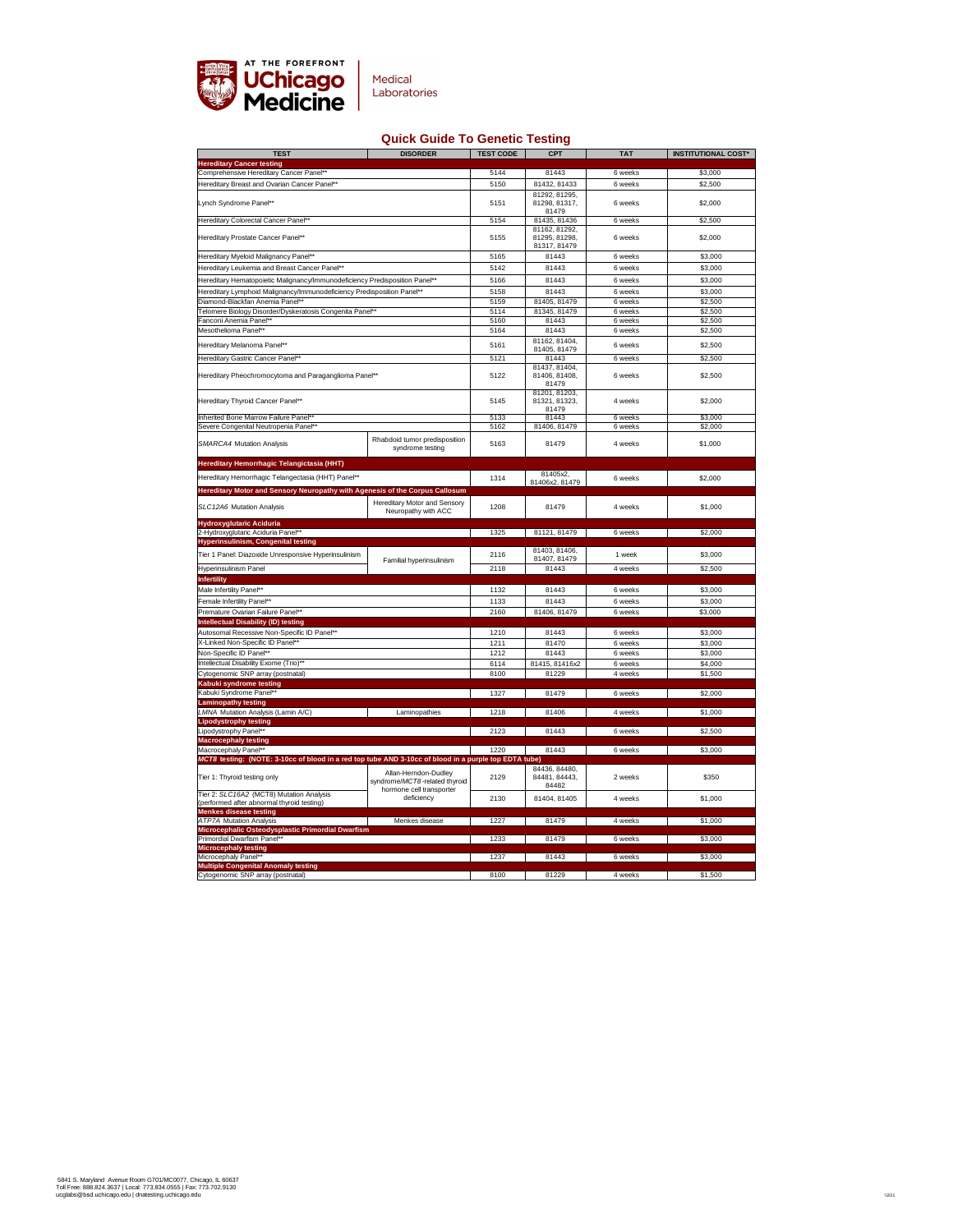# Quick Guide To Genetic Testing

| TEST | DISORDER | TEST CODE | CPT | TAT | INSTITUTIONAL COST* |
|---|---|---|---|---|---|
| **Hereditary Cancer testing** | | | | | |
| Comprehensive Hereditary Cancer Panel** | | 5144 | 81443 | 6 weeks | $3,000 |
| Hereditary Breast and Ovarian Cancer Panel** | | 5150 | 81432, 81433 | 6 weeks | $2,500 |
| Lynch Syndrome Panel** | | 5151 | 81292, 81295, 81298, 81317, 81479 | 6 weeks | $2,000 |
| Hereditary Colorectal Cancer Panel** | | 5154 | 81435, 81436 | 6 weeks | $2,500 |
| Hereditary Prostate Cancer Panel** | | 5155 | 81162, 81292, 81295, 81298, 81317, 81479 | 6 weeks | $2,000 |
| Hereditary Myeloid Malignancy Panel** | | 5165 | 81443 | 6 weeks | $3,000 |
| Hereditary Leukemia and Breast Cancer Panel** | | 5142 | 81443 | 6 weeks | $3,000 |
| Hereditary Hematopoietic Malignancy/Immunodeficiency Predisposition Panel** | | 5166 | 81443 | 6 weeks | $3,000 |
| Hereditary Lymphoid Malignancy/Immunodeficiency Predisposition Panel** | | 5158 | 81443 | 6 weeks | $3,000 |
| Diamond-Blackfan Anemia Panel** | | 5159 | 81405, 81479 | 6 weeks | $2,500 |
| Telomere Biology Disorder/Dyskeratosis Congenita Panel** | | 5114 | 81345, 81479 | 6 weeks | $2,500 |
| Fanconi Anemia Panel** | | 5160 | 81443 | 6 weeks | $2,500 |
| Mesothelioma Panel** | | 5164 | 81443 | 6 weeks | $2,500 |
| Hereditary Melanoma Panel** | | 5161 | 81162, 81404, 81405, 81479 | 6 weeks | $2,500 |
| Hereditary Gastric Cancer Panel** | | 5121 | 81443 | 6 weeks | $2,500 |
| Hereditary Pheochromocytoma and Paraganglioma Panel** | | 5122 | 81437, 81404, 81406, 81408, 81479 | 6 weeks | $2,500 |
| Hereditary Thyroid Cancer Panel** | | 5145 | 81201, 81203, 81321, 81323, 81479 | 4 weeks | $2,000 |
| Inherited Bone Marrow Failure Panel** | | 5133 | 81443 | 6 weeks | $3,000 |
| Severe Congenital Neutropenia Panel** | | 5162 | 81406, 81479 | 6 weeks | $2,000 |
| *SMARCA4* Mutation Analysis | Rhabdoid tumor predisposition syndrome testing | 5163 | 81479 | 4 weeks | $1,000 |
| **Hereditary Hemorrhagic Telangictasia (HHT)** | | | | | |
| Hereditary Hemorrhagic Telangectasia (HHT) Panel** | | 1314 | 81405x2, 81406x2, 81479 | 6 weeks | $2,000 |
| **Hereditary Motor and Sensory Neuropathy with Agenesis of the Corpus Callosum** | | | | | |
| *SLC12A6* Mutation Analysis | Hereditary Motor and Sensory Neuropathy with ACC | 1208 | 81479 | 4 weeks | $1,000 |
| **Hydroxyglutaric Aciduria** | | | | | |
| 2-Hydroxyglutaric Aciduria Panel** | | 1325 | 81121, 81479 | 6 weeks | $2,000 |
| **Hyperinsulinism, Congenital testing** | | | | | |
| Tier 1 Panel: Diazoxide Unresponsive Hyperinsulinism | Familial hyperinsulinism | 2116 | 81403, 81406, 81407, 81479 | 1 week | $3,000 |
| Hyperinsulinism Panel | | 2118 | 81443 | 4 weeks | $2,500 |
| **Infertility** | | | | | |
| Male Infertility Panel** | | 1132 | 81443 | 6 weeks | $3,000 |
| Female Infertility Panel** | | 1133 | 81443 | 6 weeks | $3,000 |
| Premature Ovarian Failure Panel** | | 2160 | 81406, 81479 | 6 weeks | $3,000 |
| **Intellectual Disability (ID) testing** | | | | | |
| Autosomal Recessive Non-Specific ID Panel** | | 1210 | 81443 | 6 weeks | $3,000 |
| X-Linked Non-Specific ID Panel** | | 1211 | 81470 | 6 weeks | $3,000 |
| Non-Specific ID Panel** | | 1212 | 81443 | 6 weeks | $3,000 |
| Intellectual Disability Exome (Trio)** | | 6114 | 81415, 81416x2 | 6 weeks | $4,000 |
| Cytogenomic SNP array (postnatal) | | 8100 | 81229 | 4 weeks | $1,500 |
| **Kabuki syndrome testing** | | | | | |
| Kabuki Syndrome Panel** | | 1327 | 81479 | 6 weeks | $2,000 |
| **Laminopathy testing** | | | | | |
| *LMNA* Mutation Analysis (Lamin A/C) | Laminopathies | 1218 | 81406 | 4 weeks | $1,000 |
| **Lipodystrophy testing** | | | | | |
| Lipodystrophy Panel** | | 2123 | 81443 | 6 weeks | $2,500 |
| **Macrocephaly testing** | | | | | |
| Macrocephaly Panel** | | 1220 | 81443 | 6 weeks | $3,000 |
| ***MCT8* testing: (NOTE: 3-10cc of blood in a red top tube AND 3-10cc of blood in a purple top EDTA tube)** | | | | | |
| Tier 1: Thyroid testing only | Allan-Herndon-Dudley syndrome/*MCT8*-related thyroid hormone cell transporter deficiency | 2129 | 84436, 84480, 84481, 84443, 84482 | 2 weeks | $350 |
| Tier 2: *SLC16A2* (MCT8) Mutation Analysis (performed after abnormal thyroid testing) | | 2130 | 81404, 81405 | 4 weeks | $1,000 |
| **Menkes disease testing** | | | | | |
| *ATP7A* Mutation Analysis | Menkes disease | 1227 | 81479 | 4 weeks | $1,000 |
| **Microcephalic Osteodysplastic Primordial Dwarfism** | | | | | |
| Primordial Dwarfism Panel** | | 1233 | 81479 | 6 weeks | $3,000 |
| **Microcephaly testing** | | | | | |
| Microcephaly Panel** | | 1237 | 81443 | 6 weeks | $3,000 |
| **Multiple Congenital Anomaly testing** | | | | | |
| Cytogenomic SNP array (postnatal) | | 8100 | 81229 | 4 weeks | $1,500 |

5841 S. Maryland Avenue Room G701/MC0077, Chicago, IL 60637
Toll Free: 888.824.3637 | Local: 773.834.0555 | Fax: 773.702.9130
ucglabs@bsd.uchicago.edu | dnatesting.uchicago.edu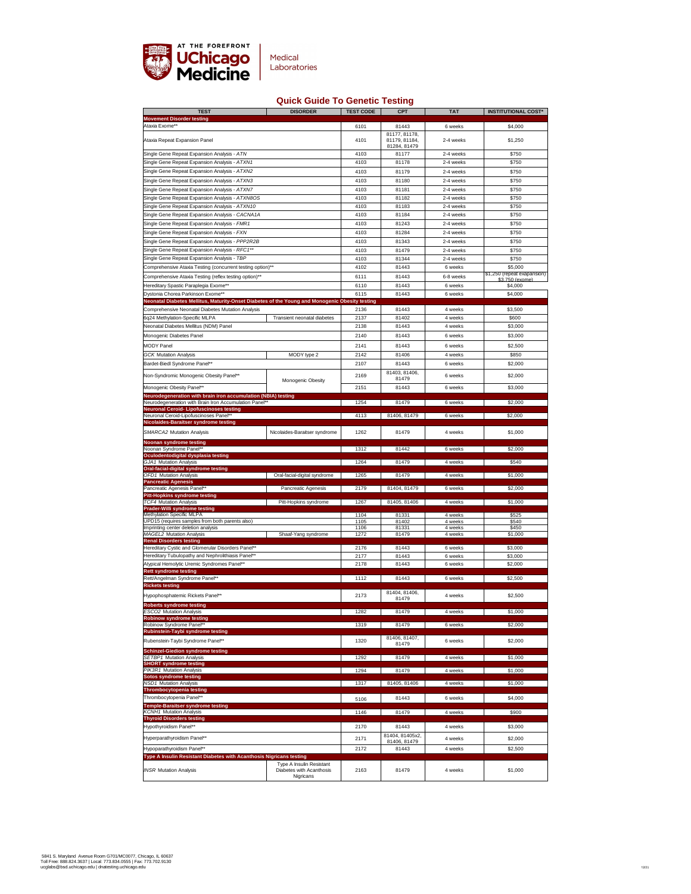AT THE FOREFRONT **UChicago Medicine** Medical Laboratories

## Quick Guide To Genetic Testing

| TEST | DISORDER | TEST CODE | CPT | TAT | INSTITUTIONAL COST* |
|---|---|---|---|---|---|
| **Movement Disorder testing** | | | | | |
| Ataxia Exome** | | 6101 | 81443 | 6 weeks | $4,000 |
| Ataxia Repeat Expansion Panel | | 4101 | 81177, 81178, 81179, 81184, 81284, 81479 | 2-4 weeks | $1,250 |
| Single Gene Repeat Expansion Analysis - *ATN* | | 4103 | 81177 | 2-4 weeks | $750 |
| Single Gene Repeat Expansion Analysis - *ATXN1* | | 4103 | 81178 | 2-4 weeks | $750 |
| Single Gene Repeat Expansion Analysis - *ATXN2* | | 4103 | 81179 | 2-4 weeks | $750 |
| Single Gene Repeat Expansion Analysis - *ATXN3* | | 4103 | 81180 | 2-4 weeks | $750 |
| Single Gene Repeat Expansion Analysis - *ATXN7* | | 4103 | 81181 | 2-4 weeks | $750 |
| Single Gene Repeat Expansion Analysis - *ATXN8OS* | | 4103 | 81182 | 2-4 weeks | $750 |
| Single Gene Repeat Expansion Analysis - *ATXN10* | | 4103 | 81183 | 2-4 weeks | $750 |
| Single Gene Repeat Expansion Analysis - *CACNA1A* | | 4103 | 81184 | 2-4 weeks | $750 |
| Single Gene Repeat Expansion Analysis - *FMR1* | | 4103 | 81243 | 2-4 weeks | $750 |
| Single Gene Repeat Expansion Analysis - *FXN* | | 4103 | 81284 | 2-4 weeks | $750 |
| Single Gene Repeat Expansion Analysis - *PPP2R2B* | | 4103 | 81343 | 2-4 weeks | $750 |
| Single Gene Repeat Expansion Analysis - *RFC1*** | | 4103 | 81479 | 2-4 weeks | $750 |
| Single Gene Repeat Expansion Analysis - *TBP* | | 4103 | 81344 | 2-4 weeks | $750 |
| Comprehensive Ataxia Testing (concurrent testing option)** | | 4102 | 81443 | 6 weeks | $5,000 |
| Comprehensive Ataxia Testing (reflex testing option)** | | 6111 | 81443 | 6-8 weeks | $1,250 (repeat exapansion) $3,750 (exome) |
| Hereditary Spastic Paraplegia Exome** | | 6110 | 81443 | 6 weeks | $4,000 |
| Dystonia Chorea Parkinson Exome** | | 6115 | 81443 | 6 weeks | $4,000 |
| **Neonatal Diabetes Mellitus, Maturity-Onset Diabetes of the Young and Monogenic Obesity testing** | | | | | |
| Comprehensive Neonatal Diabetes Mutation Analysis | | 2136 | 81443 | 4 weeks | $3,500 |
| 6q24 Methylation-Specific MLPA | Transient neonatal diabetes | 2137 | 81402 | 4 weeks | $600 |
| Neonatal Diabetes Mellitus (NDM) Panel | | 2138 | 81443 | 4 weeks | $3,000 |
| Monogenic Diabetes Panel | | 2140 | 81443 | 6 weeks | $3,000 |
| MODY Panel | | 2141 | 81443 | 6 weeks | $2,500 |
| *GCK* Mutation Analysis | MODY type 2 | 2142 | 81406 | 4 weeks | $850 |
| Bardet-Biedl Syndrome Panel** | | 2107 | 81443 | 6 weeks | $2,000 |
| Non-Syndromic Monogenic Obesity Panel** | Monogenic Obesity | 2169 | 81403, 81406, 81479 | 6 weeks | $2,000 |
| Monogenic Obesity Panel** | | 2151 | 81443 | 6 weeks | $3,000 |
| **Neurodegeneration with brain iron accumulation (NBIA) testing** | | | | | |
| Neurodegeneration with Brain Iron Accumulation Panel** | | 1254 | 81479 | 6 weeks | $2,000 |
| **Neuronal Ceroid- Lipofuscinoses testing** | | | | | |
| Neuronal Ceroid-Lipofuscinoses Panel** | | 4113 | 81406, 81479 | 6 weeks | $2,000 |
| **Nicolaides-Baraitser syndrome testing** | | | | | |
| *SMARCA2* Mutation Analysis | Nicolaides-Baraitser syndrome | 1262 | 81479 | 4 weeks | $1,000 |
| **Noonan syndrome testing** | | | | | |
| Noonan Syndrome Panel** | | 1312 | 81442 | 6 weeks | $2,000 |
| **Oculodentodigital dysplasia testing** | | | | | |
| *GJA1* Mutation Analysis | | 1264 | 81479 | 4 weeks | $540 |
| **Oral-facial-digital syndrome testing** | | | | | |
| *OFD1* Mutation Analysis | Oral-facial-digital syndrome | 1265 | 81479 | 4 weeks | $1,000 |
| **Pancreatic Agenesis** | | | | | |
| Pancreatic Agenesis Panel** | Pancreatic Agenesis | 2179 | 81404, 81479 | 6 weeks | $2,000 |
| **Pitt-Hopkins syndrome testing** | | | | | |
| *TCF4* Mutation Analysis | Pitt-Hopkins syndrome | 1267 | 81405, 81406 | 4 weeks | $1,000 |
| **Prader-Willi syndrome testing** | | | | | |
| Methylation Specific MLPA | | 1104 | 81331 | 4 weeks | $525 |
| UPD15 (requires samples from both parents also) | | 1105 | 81402 | 4 weeks | $540 |
| Imprinting center deletion analysis | | 1106 | 81331 | 4 weeks | $450 |
| *MAGEL2* Mutation Analysis | Shaaf-Yang syndrome | 1272 | 81479 | 4 weeks | $1,000 |
| **Renal Disorders testing** | | | | | |
| Hereditary Cystic and Glomerular Disorders Panel** | | 2176 | 81443 | 6 weeks | $3,000 |
| Hereditary Tubulopathy and Nephrolithiasis Panel** | | 2177 | 81443 | 6 weeks | $3,000 |
| Atypical Hemolytic Uremic Syndromes Panel** | | 2178 | 81443 | 6 weeks | $2,000 |
| **Rett syndrome testing** | | | | | |
| Rett/Angelman Syndrome Panel** | | 1112 | 81443 | 6 weeks | $2,500 |
| **Rickets testing** | | | | | |
| Hypophosphatemic Rickets Panel** | | 2173 | 81404, 81406, 81479 | 4 weeks | $2,500 |
| **Roberts syndrome testing** | | | | | |
| *ESCO2* Mutation Analysis | | 1282 | 81479 | 4 weeks | $1,000 |
| **Robinow syndrome testing** | | | | | |
| Robinow Syndrome Panel** | | 1319 | 81479 | 6 weeks | $2,000 |
| **Rubinstein-Taybi syndrome testing** | | | | | |
| Rubenstein-Taybi Syndrome Panel** | | 1320 | 81406, 81407, 81479 | 6 weeks | $2,000 |
| **Schinzel-Giedion syndrome testing** | | | | | |
| *SETBP1* Mutation Analysis | | 1292 | 81479 | 4 weeks | $1,000 |
| **SHORT syndrome testing** | | | | | |
| *PIK3R1* Mutation Analysis | | 1294 | 81479 | 4 weeks | $1,000 |
| **Sotos syndrome testing** | | | | | |
| *NSD1* Mutation Analysis | | 1317 | 81405, 81406 | 4 weeks | $1,000 |
| **Thrombocytopenia testing** | | | | | |
| Thrombocytopenia Panel** | | 5106 | 81443 | 6 weeks | $4,000 |
| **Temple-Baraitser syndrome testing** | | | | | |
| *KCNH1* Mutation Analysis | | 1146 | 81479 | 4 weeks | $900 |
| **Thyroid Disorders testing** | | | | | |
| Hypothyroidism Panel** | | 2170 | 81443 | 4 weeks | $3,000 |
| Hyperparathyroidism Panel** | | 2171 | 81404, 81405x2, 81406, 81479 | 4 weeks | $2,000 |
| Hypoparathyroidism Panel** | | 2172 | 81443 | 4 weeks | $2,500 |
| **Type A Insulin Resistant Diabetes with Acanthosis Nigricans testing** | | | | | |
| *INSR* Mutation Analysis | Type A Insulin Resistant Diabetes with Acanthosis Nigricans | 2163 | 81479 | 4 weeks | $1,000 |

5841 S. Maryland Avenue Room G701/MC0077, Chicago, IL 60637
Toll Free: 888.824.3637 | Local: 773.834.0555 | Fax: 773.702.9130
ucglabs@bsd.uchicago.edu | dnatesting.uchicago.edu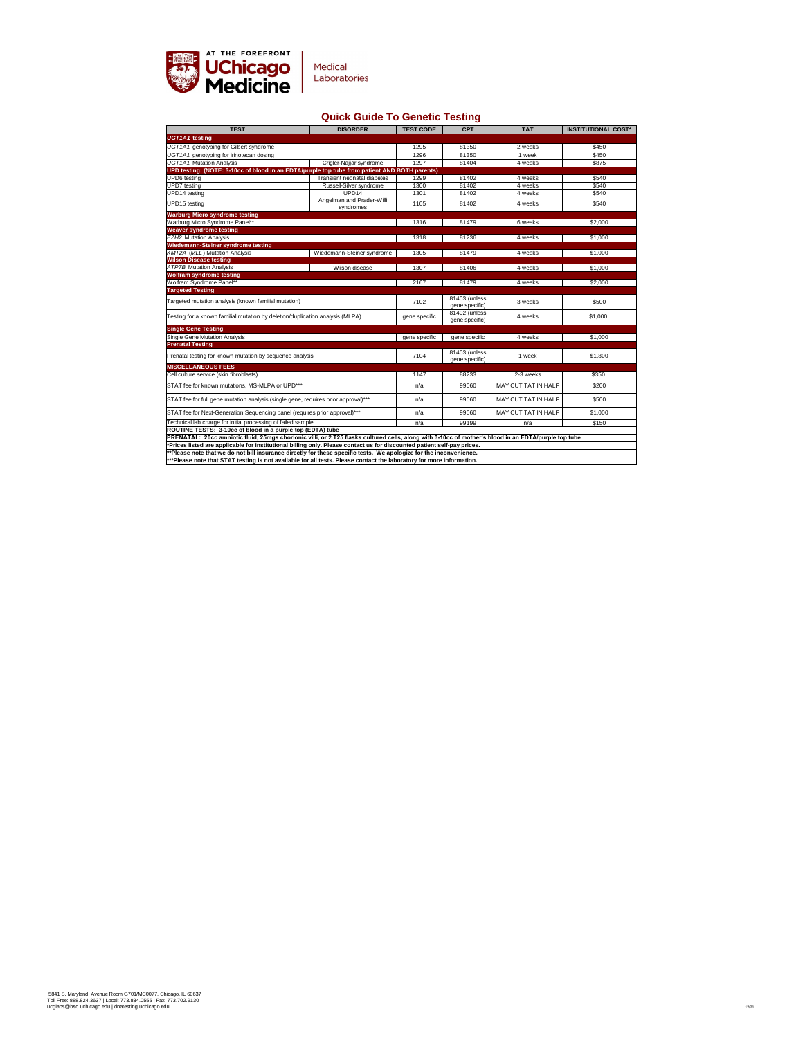AT THE FOREFRONT
UChicago Medicine | Medical Laboratories

## Quick Guide To Genetic Testing

| TEST | DISORDER | TEST CODE | CPT | TAT | INSTITUTIONAL COST* |
|---|---|---|---|---|---|
| ***UGT1A1* testing** | | | | | |
| *UGT1A1* genotyping for Gilbert syndrome | | 1295 | 81350 | 2 weeks | $450 |
| *UGT1A1* genotyping for irinotecan dosing | | 1296 | 81350 | 1 week | $450 |
| *UGT1A1* Mutation Analysis | Crigler-Najjar syndrome | 1297 | 81404 | 4 weeks | $875 |
| **UPD testing: (NOTE: 3-10cc of blood in an EDTA/purple top tube from patient AND BOTH parents)** | | | | | |
| UPD6 testing | Transient neonatal diabetes | 1299 | 81402 | 4 weeks | $540 |
| UPD7 testing | Russell-Silver syndrome | 1300 | 81402 | 4 weeks | $540 |
| UPD14 testing | UPD14 | 1301 | 81402 | 4 weeks | $540 |
| UPD15 testing | Angelman and Prader-Willi syndromes | 1105 | 81402 | 4 weeks | $540 |
| **Warburg Micro syndrome testing** | | | | | |
| Warburg Micro Syndrome Panel** | | 1316 | 81479 | 6 weeks | $2,000 |
| **Weaver syndrome testing** | | | | | |
| *EZH2* Mutation Analysis | | 1318 | 81236 | 4 weeks | $1,000 |
| **Wiedemann-Steiner syndrome testing** | | | | | |
| *KMT2A (MLL)* Mutation Analysis | Wiedemann-Steiner syndrome | 1305 | 81479 | 4 weeks | $1,000 |
| **Wilson Disease testing** | | | | | |
| *ATP7B* Mutation Analysis | Wilson disease | 1307 | 81406 | 4 weeks | $1,000 |
| **Wolfram syndrome testing** | | | | | |
| Wolfram Syndrome Panel** | | 2167 | 81479 | 4 weeks | $2,000 |
| **Targeted Testing** | | | | | |
| Targeted mutation analysis (known familial mutation) | | 7102 | 81403 (unless gene specific) | 3 weeks | $500 |
| Testing for a known familial mutation by deletion/duplication analysis (MLPA) | | gene specific | 81402 (unless gene specific) | 4 weeks | $1,000 |
| **Single Gene Testing** | | | | | |
| Single Gene Mutation Analysis | | gene specific | gene specific | 4 weeks | $1,000 |
| **Prenatal Testing** | | | | | |
| Prenatal testing for known mutation by sequence analysis | | 7104 | 81403 (unless gene specific) | 1 week | $1,800 |
| **MISCELLANEOUS FEES** | | | | | |
| Cell culture service (skin fibroblasts) | | 1147 | 88233 | 2-3 weeks | $350 |
| STAT fee for known mutations, MS-MLPA or UPD*** | | n/a | 99060 | MAY CUT TAT IN HALF | $200 |
| STAT fee for full gene mutation analysis (single gene, requires prior approval)*** | | n/a | 99060 | MAY CUT TAT IN HALF | $500 |
| STAT fee for Next-Generation Sequencing panel (requires prior approval)*** | | n/a | 99060 | MAY CUT TAT IN HALF | $1,000 |
| Technical lab charge for initial processing of failed sample | | n/a | 99199 | n/a | $150 |

**ROUTINE TESTS: 3-10cc of blood in a purple top (EDTA) tube**

**PRENATAL: 20cc amniotic fluid, 25mgs chorionic villi, or 2 T25 flasks cultured cells, along with 3-10cc of mother's blood in an EDTA/purple top tube**

***Prices listed are applicable for institutional billing only. Please contact us for discounted patient self-pay prices.**

****Please note that we do not bill insurance directly for these specific tests. We apologize for the inconvenience.**

*****Please note that STAT testing is not available for all tests. Please contact the laboratory for more information.**

5841 S. Maryland Avenue Room G701/MC0077, Chicago, IL 60637
Toll Free: 888.824.3637 | Local: 773.834.0555 | Fax: 773.702.9130
ucglabs@bsd.uchicago.edu | dnatesting.uchicago.edu

12/21